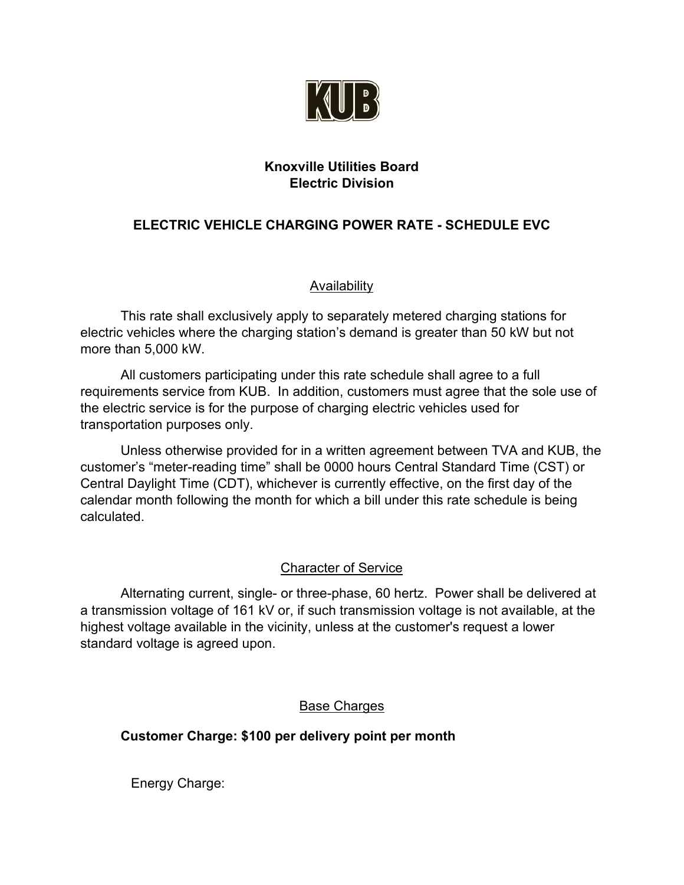KUB

**Knoxville Utilities Board**
**Electric Division**

## ELECTRIC VEHICLE CHARGING POWER RATE - SCHEDULE EVC

### Availability

This rate shall exclusively apply to separately metered charging stations for electric vehicles where the charging station's demand is greater than 50 kW but not more than 5,000 kW.

All customers participating under this rate schedule shall agree to a full requirements service from KUB. In addition, customers must agree that the sole use of the electric service is for the purpose of charging electric vehicles used for transportation purposes only.

Unless otherwise provided for in a written agreement between TVA and KUB, the customer's "meter-reading time" shall be 0000 hours Central Standard Time (CST) or Central Daylight Time (CDT), whichever is currently effective, on the first day of the calendar month following the month for which a bill under this rate schedule is being calculated.

### Character of Service

Alternating current, single- or three-phase, 60 hertz. Power shall be delivered at a transmission voltage of 161 kV or, if such transmission voltage is not available, at the highest voltage available in the vicinity, unless at the customer's request a lower standard voltage is agreed upon.

### Base Charges

**Customer Charge: $100 per delivery point per month**

Energy Charge: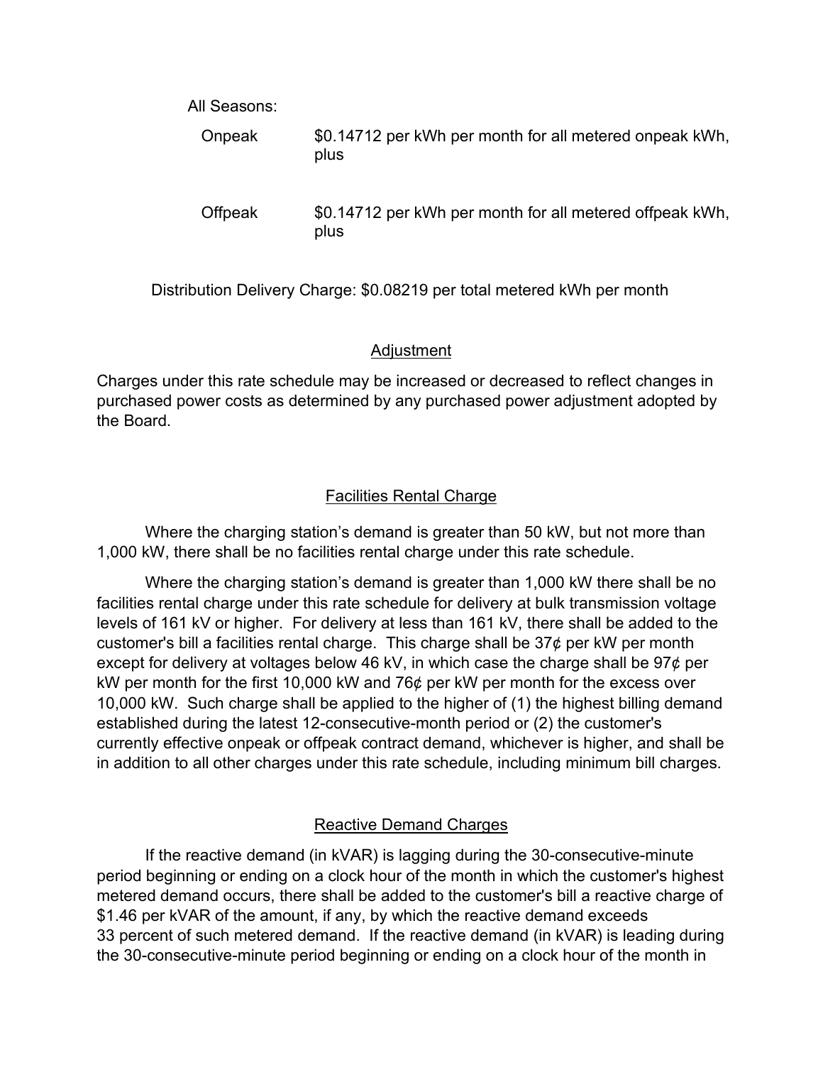All Seasons:

| | |
|---|---|
| Onpeak | $0.14712 per kWh per month for all metered onpeak kWh, plus |
| Offpeak | $0.14712 per kWh per month for all metered offpeak kWh, plus |

Distribution Delivery Charge: $0.08219 per total metered kWh per month

## Adjustment

Charges under this rate schedule may be increased or decreased to reflect changes in purchased power costs as determined by any purchased power adjustment adopted by the Board.

## Facilities Rental Charge

Where the charging station's demand is greater than 50 kW, but not more than 1,000 kW, there shall be no facilities rental charge under this rate schedule.

Where the charging station's demand is greater than 1,000 kW there shall be no facilities rental charge under this rate schedule for delivery at bulk transmission voltage levels of 161 kV or higher. For delivery at less than 161 kV, there shall be added to the customer's bill a facilities rental charge. This charge shall be 37¢ per kW per month except for delivery at voltages below 46 kV, in which case the charge shall be 97¢ per kW per month for the first 10,000 kW and 76¢ per kW per month for the excess over 10,000 kW. Such charge shall be applied to the higher of (1) the highest billing demand established during the latest 12-consecutive-month period or (2) the customer's currently effective onpeak or offpeak contract demand, whichever is higher, and shall be in addition to all other charges under this rate schedule, including minimum bill charges.

## Reactive Demand Charges

If the reactive demand (in kVAR) is lagging during the 30-consecutive-minute period beginning or ending on a clock hour of the month in which the customer's highest metered demand occurs, there shall be added to the customer's bill a reactive charge of $1.46 per kVAR of the amount, if any, by which the reactive demand exceeds 33 percent of such metered demand. If the reactive demand (in kVAR) is leading during the 30-consecutive-minute period beginning or ending on a clock hour of the month in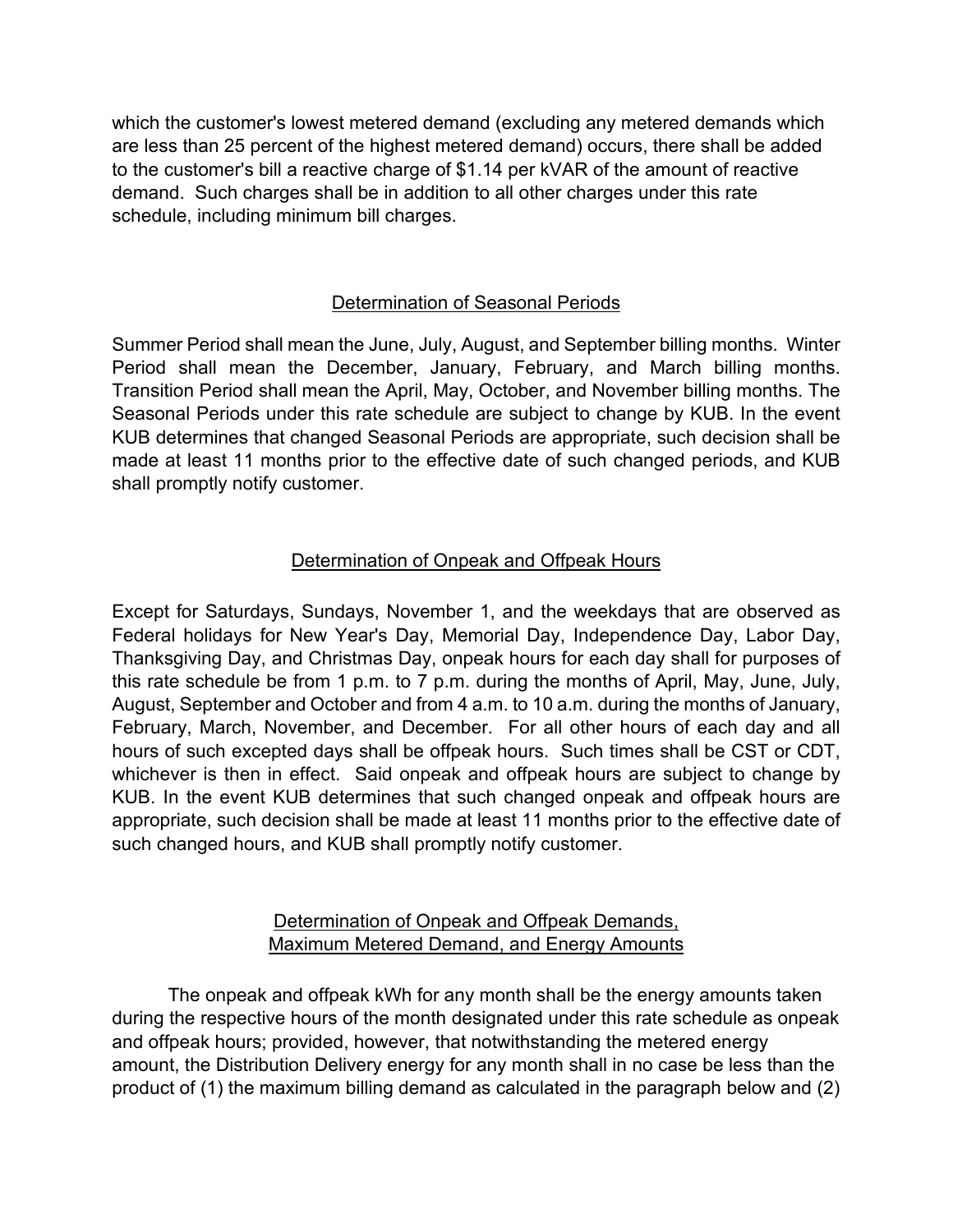which the customer's lowest metered demand (excluding any metered demands which are less than 25 percent of the highest metered demand) occurs, there shall be added to the customer's bill a reactive charge of $1.14 per kVAR of the amount of reactive demand. Such charges shall be in addition to all other charges under this rate schedule, including minimum bill charges.

## Determination of Seasonal Periods

Summer Period shall mean the June, July, August, and September billing months. Winter Period shall mean the December, January, February, and March billing months. Transition Period shall mean the April, May, October, and November billing months. The Seasonal Periods under this rate schedule are subject to change by KUB. In the event KUB determines that changed Seasonal Periods are appropriate, such decision shall be made at least 11 months prior to the effective date of such changed periods, and KUB shall promptly notify customer.

## Determination of Onpeak and Offpeak Hours

Except for Saturdays, Sundays, November 1, and the weekdays that are observed as Federal holidays for New Year's Day, Memorial Day, Independence Day, Labor Day, Thanksgiving Day, and Christmas Day, onpeak hours for each day shall for purposes of this rate schedule be from 1 p.m. to 7 p.m. during the months of April, May, June, July, August, September and October and from 4 a.m. to 10 a.m. during the months of January, February, March, November, and December. For all other hours of each day and all hours of such excepted days shall be offpeak hours. Such times shall be CST or CDT, whichever is then in effect. Said onpeak and offpeak hours are subject to change by KUB. In the event KUB determines that such changed onpeak and offpeak hours are appropriate, such decision shall be made at least 11 months prior to the effective date of such changed hours, and KUB shall promptly notify customer.

## Determination of Onpeak and Offpeak Demands, Maximum Metered Demand, and Energy Amounts

The onpeak and offpeak kWh for any month shall be the energy amounts taken during the respective hours of the month designated under this rate schedule as onpeak and offpeak hours; provided, however, that notwithstanding the metered energy amount, the Distribution Delivery energy for any month shall in no case be less than the product of (1) the maximum billing demand as calculated in the paragraph below and (2)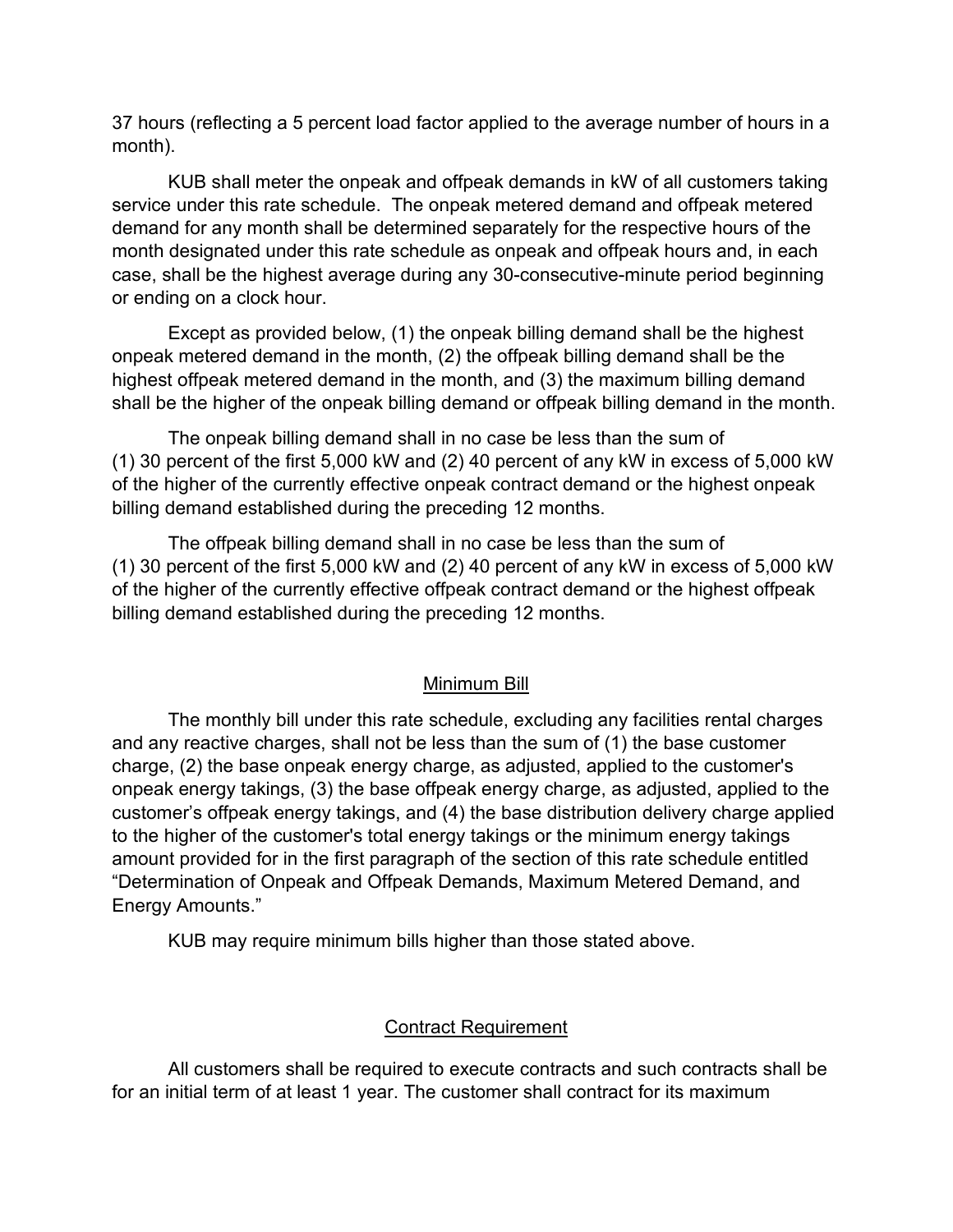37 hours (reflecting a 5 percent load factor applied to the average number of hours in a month).

KUB shall meter the onpeak and offpeak demands in kW of all customers taking service under this rate schedule. The onpeak metered demand and offpeak metered demand for any month shall be determined separately for the respective hours of the month designated under this rate schedule as onpeak and offpeak hours and, in each case, shall be the highest average during any 30-consecutive-minute period beginning or ending on a clock hour.

Except as provided below, (1) the onpeak billing demand shall be the highest onpeak metered demand in the month, (2) the offpeak billing demand shall be the highest offpeak metered demand in the month, and (3) the maximum billing demand shall be the higher of the onpeak billing demand or offpeak billing demand in the month.

The onpeak billing demand shall in no case be less than the sum of (1) 30 percent of the first 5,000 kW and (2) 40 percent of any kW in excess of 5,000 kW of the higher of the currently effective onpeak contract demand or the highest onpeak billing demand established during the preceding 12 months.

The offpeak billing demand shall in no case be less than the sum of (1) 30 percent of the first 5,000 kW and (2) 40 percent of any kW in excess of 5,000 kW of the higher of the currently effective offpeak contract demand or the highest offpeak billing demand established during the preceding 12 months.

## Minimum Bill

The monthly bill under this rate schedule, excluding any facilities rental charges and any reactive charges, shall not be less than the sum of (1) the base customer charge, (2) the base onpeak energy charge, as adjusted, applied to the customer's onpeak energy takings, (3) the base offpeak energy charge, as adjusted, applied to the customer's offpeak energy takings, and (4) the base distribution delivery charge applied to the higher of the customer's total energy takings or the minimum energy takings amount provided for in the first paragraph of the section of this rate schedule entitled "Determination of Onpeak and Offpeak Demands, Maximum Metered Demand, and Energy Amounts."

KUB may require minimum bills higher than those stated above.

## Contract Requirement

All customers shall be required to execute contracts and such contracts shall be for an initial term of at least 1 year. The customer shall contract for its maximum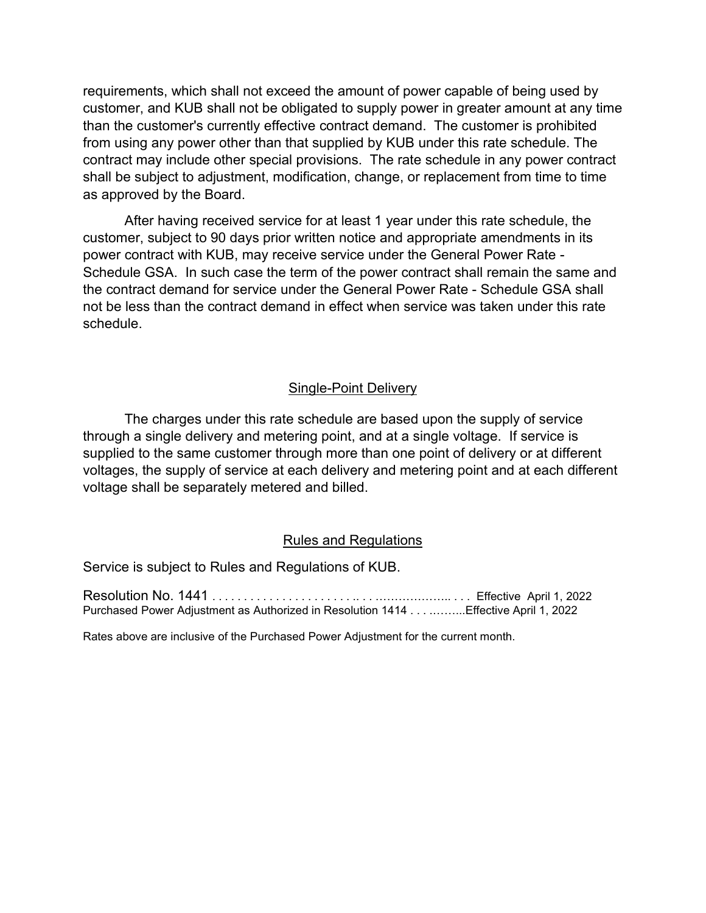requirements, which shall not exceed the amount of power capable of being used by customer, and KUB shall not be obligated to supply power in greater amount at any time than the customer's currently effective contract demand. The customer is prohibited from using any power other than that supplied by KUB under this rate schedule. The contract may include other special provisions. The rate schedule in any power contract shall be subject to adjustment, modification, change, or replacement from time to time as approved by the Board.

After having received service for at least 1 year under this rate schedule, the customer, subject to 90 days prior written notice and appropriate amendments in its power contract with KUB, may receive service under the General Power Rate - Schedule GSA. In such case the term of the power contract shall remain the same and the contract demand for service under the General Power Rate - Schedule GSA shall not be less than the contract demand in effect when service was taken under this rate schedule.

## Single-Point Delivery

The charges under this rate schedule are based upon the supply of service through a single delivery and metering point, and at a single voltage. If service is supplied to the same customer through more than one point of delivery or at different voltages, the supply of service at each delivery and metering point and at each different voltage shall be separately metered and billed.

## Rules and Regulations

Service is subject to Rules and Regulations of KUB.

Resolution No. 1441 . . . . . . . . . . . . . . . . . . . . . . .. . . ..……..……... . . . Effective April 1, 2022
Purchased Power Adjustment as Authorized in Resolution 1414 . . . ..……...Effective April 1, 2022

Rates above are inclusive of the Purchased Power Adjustment for the current month.